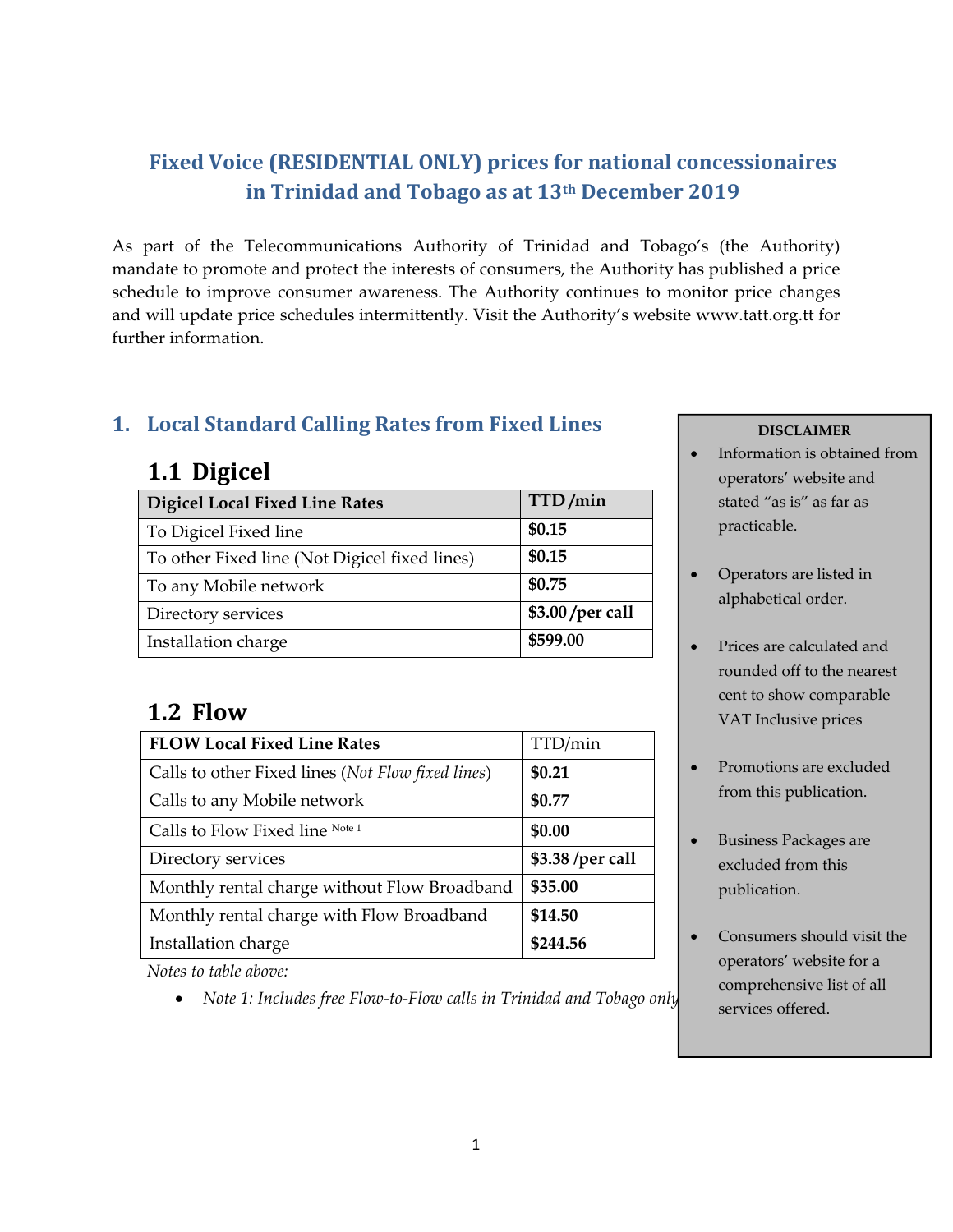# Fixed Voice (RESIDENTIAL ONLY) prices for national concessionaires in Trinidad and Tobago as at 13th December 2019

As part of the Telecommunications Authority of Trinidad and Tobago's (the Authority) mandate to promote and protect the interests of consumers, the Authority has published a price schedule to improve consumer awareness. The Authority continues to monitor price changes and will update price schedules intermittently. Visit the Authority's website www.tatt.org.tt for further information.

## 1. Local Standard Calling Rates from Fixed Lines

### 1.1 Digicel

| Digicel Local Fixed Line Rates | TTD /min |
|---|---|
| To Digicel Fixed line | **$0.15** |
| To other Fixed line (Not Digicel fixed lines) | **$0.15** |
| To any Mobile network | **$0.75** |
| Directory services | **$3.00 /per call** |
| Installation charge | **$599.00** |

### 1.2 Flow

| FLOW Local Fixed Line Rates | TTD/min |
|---|---|
| Calls to other Fixed lines (*Not Flow fixed lines*) | **$0.21** |
| Calls to any Mobile network | **$0.77** |
| Calls to Flow Fixed line Note 1 | **$0.00** |
| Directory services | **$3.38 /per call** |
| Monthly rental charge without Flow Broadband | **$35.00** |
| Monthly rental charge with Flow Broadband | **$14.50** |
| Installation charge | **$244.56** |

*Notes to table above:*

- *Note 1: Includes free Flow-to-Flow calls in Trinidad and Tobago only*

**DISCLAIMER**

- Information is obtained from operators' website and stated "as is" as far as practicable.
- Operators are listed in alphabetical order.
- Prices are calculated and rounded off to the nearest cent to show comparable VAT Inclusive prices
- Promotions are excluded from this publication.
- Business Packages are excluded from this publication.
- Consumers should visit the operators' website for a comprehensive list of all services offered.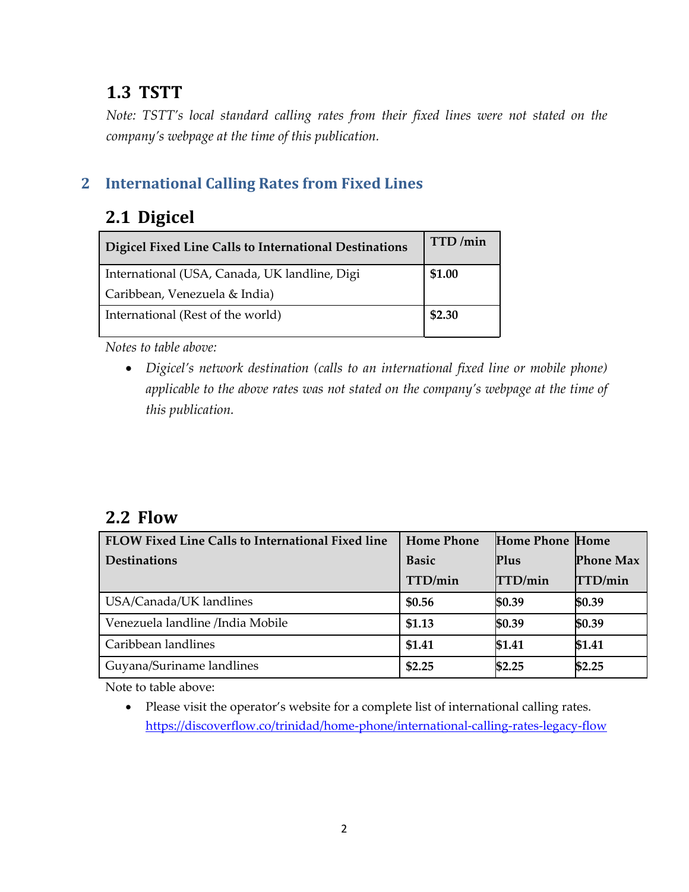### 1.3 TSTT

*Note: TSTT's local standard calling rates from their fixed lines were not stated on the company's webpage at the time of this publication.*

## 2 International Calling Rates from Fixed Lines

### 2.1 Digicel

| Digicel Fixed Line Calls to International Destinations | TTD /min |
|---|---|
| International (USA, Canada, UK landline, Digi Caribbean, Venezuela & India) | **$1.00** |
| International (Rest of the world) | **$2.30** |

*Notes to table above:*

- *Digicel's network destination (calls to an international fixed line or mobile phone) applicable to the above rates was not stated on the company's webpage at the time of this publication.*

### 2.2 Flow

| FLOW Fixed Line Calls to International Fixed line Destinations | Home Phone Basic TTD/min | Home Phone Plus TTD/min | Home Phone Max TTD/min |
|---|---|---|---|
| USA/Canada/UK landlines | **$0.56** | **$0.39** | **$0.39** |
| Venezuela landline /India Mobile | **$1.13** | **$0.39** | **$0.39** |
| Caribbean landlines | **$1.41** | **$1.41** | **$1.41** |
| Guyana/Suriname landlines | **$2.25** | **$2.25** | **$2.25** |

Note to table above:

- Please visit the operator's website for a complete list of international calling rates. https://discoverflow.co/trinidad/home-phone/international-calling-rates-legacy-flow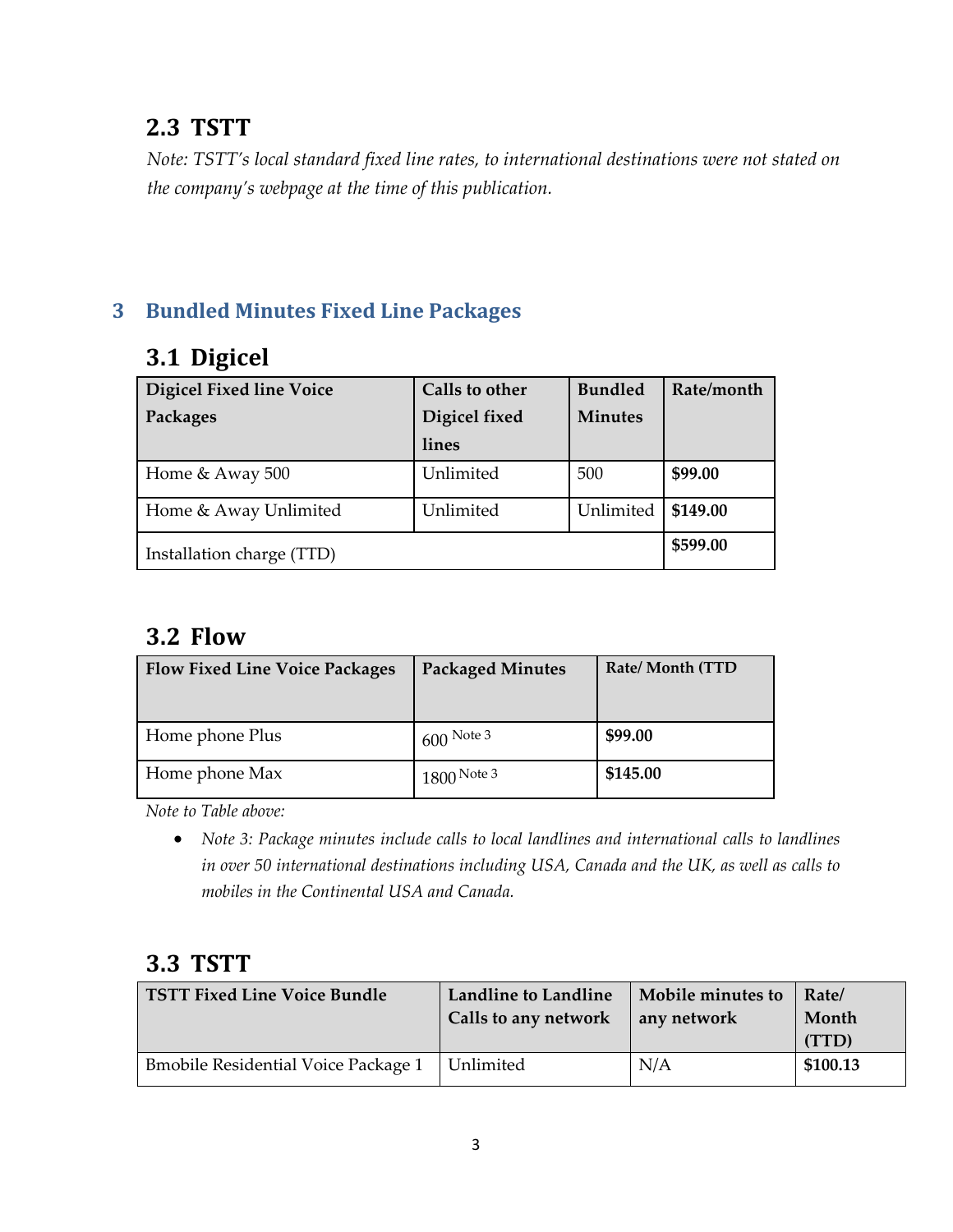### 2.3 TSTT

*Note: TSTT's local standard fixed line rates, to international destinations were not stated on the company's webpage at the time of this publication.*

## 3 Bundled Minutes Fixed Line Packages

### 3.1 Digicel

| Digicel Fixed line Voice Packages | Calls to other Digicel fixed lines | Bundled Minutes | Rate/month |
|---|---|---|---|
| Home & Away 500 | Unlimited | 500 | **$99.00** |
| Home & Away Unlimited | Unlimited | Unlimited | **$149.00** |
| Installation charge (TTD) | | | **$599.00** |

### 3.2 Flow

| Flow Fixed Line Voice Packages | Packaged Minutes | Rate/ Month (TTD |
|---|---|---|
| Home phone Plus | 600 Note 3 | **$99.00** |
| Home phone Max | 1800 Note 3 | **$145.00** |

*Note to Table above:*

- *Note 3: Package minutes include calls to local landlines and international calls to landlines in over 50 international destinations including USA, Canada and the UK, as well as calls to mobiles in the Continental USA and Canada.*

### 3.3 TSTT

| TSTT Fixed Line Voice Bundle | Landline to Landline Calls to any network | Mobile minutes to any network | Rate/ Month (TTD) |
|---|---|---|---|
| Bmobile Residential Voice Package 1 | Unlimited | N/A | **$100.13** |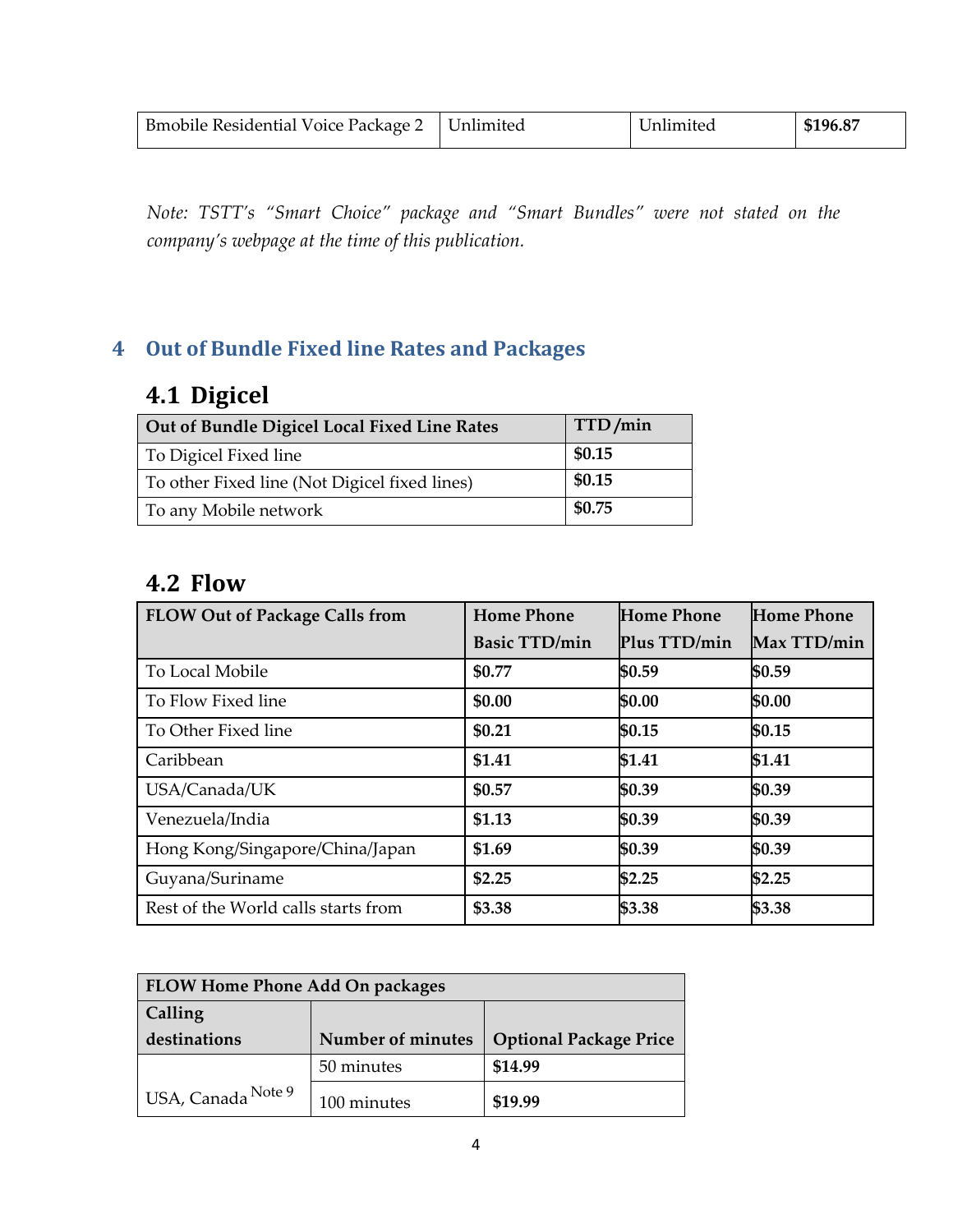| Bmobile Residential Voice Package 2 | Unlimited | Unlimited | **$196.87** |
|---|---|---|---|

*Note: TSTT's "Smart Choice" package and "Smart Bundles" were not stated on the company's webpage at the time of this publication.*

# 4 Out of Bundle Fixed line Rates and Packages

## 4.1 Digicel

| Out of Bundle Digicel Local Fixed Line Rates | TTD/min |
|---|---|
| To Digicel Fixed line | **$0.15** |
| To other Fixed line (Not Digicel fixed lines) | **$0.15** |
| To any Mobile network | **$0.75** |

## 4.2 Flow

| FLOW Out of Package Calls from | Home Phone Basic TTD/min | Home Phone Plus TTD/min | Home Phone Max TTD/min |
|---|---|---|---|
| To Local Mobile | **$0.77** | **$0.59** | **$0.59** |
| To Flow Fixed line | **$0.00** | **$0.00** | **$0.00** |
| To Other Fixed line | **$0.21** | **$0.15** | **$0.15** |
| Caribbean | **$1.41** | **$1.41** | **$1.41** |
| USA/Canada/UK | **$0.57** | **$0.39** | **$0.39** |
| Venezuela/India | **$1.13** | **$0.39** | **$0.39** |
| Hong Kong/Singapore/China/Japan | **$1.69** | **$0.39** | **$0.39** |
| Guyana/Suriname | **$2.25** | **$2.25** | **$2.25** |
| Rest of the World calls starts from | **$3.38** | **$3.38** | **$3.38** |

| FLOW Home Phone Add On packages | | |
|---|---|---|
| **Calling destinations** | **Number of minutes** | **Optional Package Price** |
| USA, Canada [Note 9] | 50 minutes | **$14.99** |
| | 100 minutes | **$19.99** |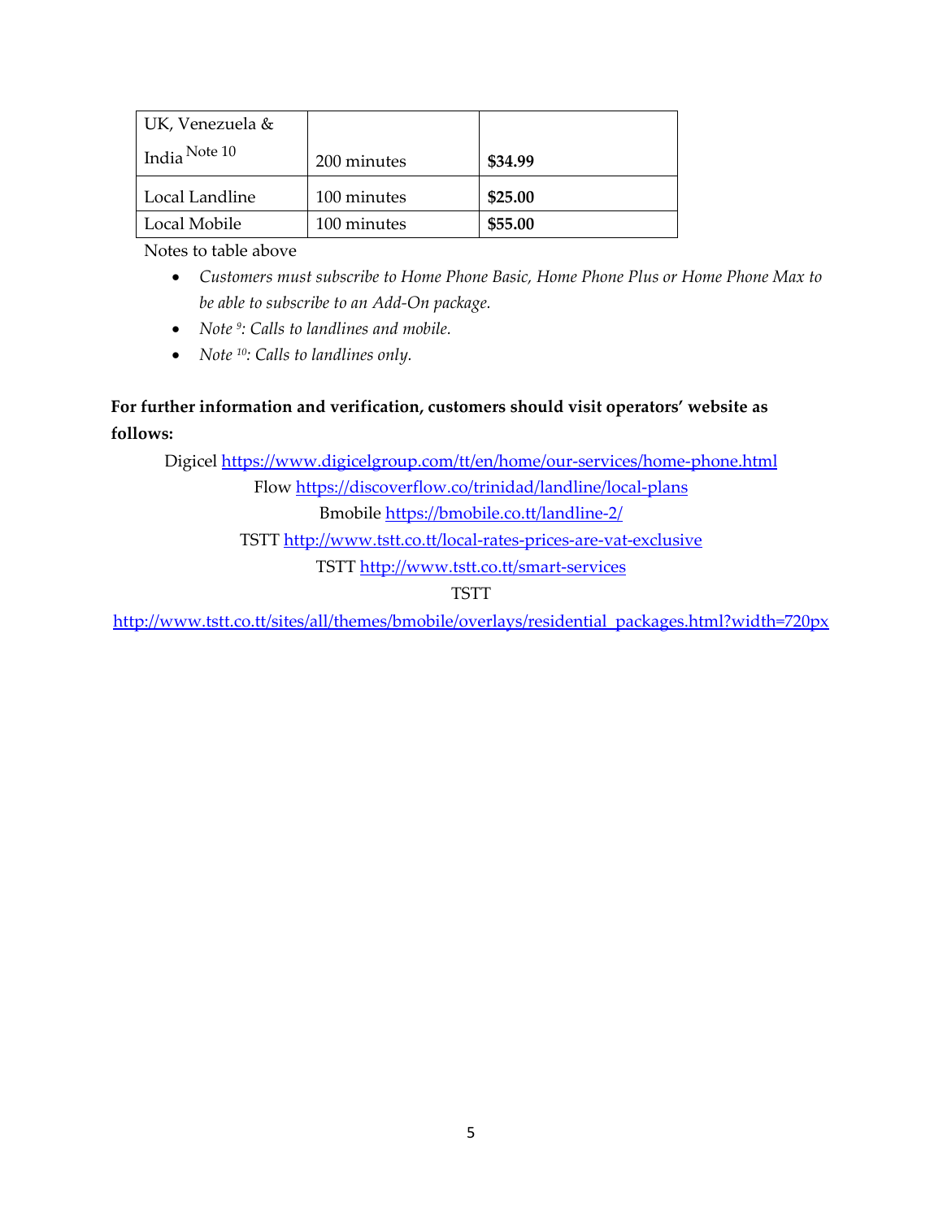| | | |
|---|---|---|
| UK, Venezuela & India [Note 10] | 200 minutes | **$34.99** |
| Local Landline | 100 minutes | **$25.00** |
| Local Mobile | 100 minutes | **$55.00** |

Notes to table above

- *Customers must subscribe to Home Phone Basic, Home Phone Plus or Home Phone Max to be able to subscribe to an Add-On package.*
- *Note [9]: Calls to landlines and mobile.*
- *Note [10]: Calls to landlines only.*

**For further information and verification, customers should visit operators' website as follows:**

Digicel https://www.digicelgroup.com/tt/en/home/our-services/home-phone.html

Flow https://discoverflow.co/trinidad/landline/local-plans

Bmobile https://bmobile.co.tt/landline-2/

TSTT http://www.tstt.co.tt/local-rates-prices-are-vat-exclusive

TSTT http://www.tstt.co.tt/smart-services

TSTT

http://www.tstt.co.tt/sites/all/themes/bmobile/overlays/residential_packages.html?width=720px